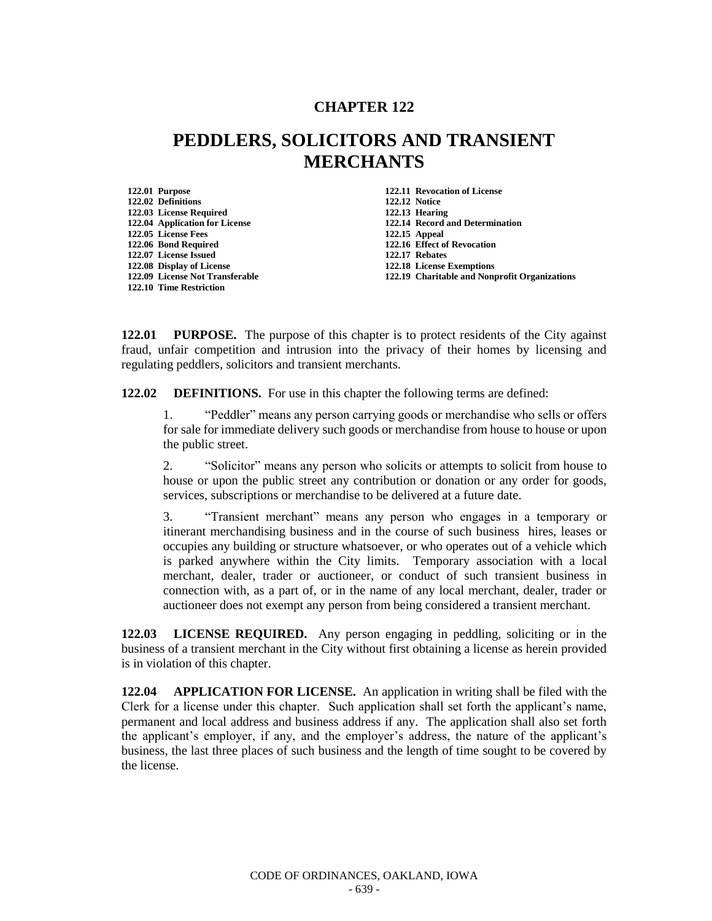# CHAPTER 122

# PEDDLERS, SOLICITORS AND TRANSIENT MERCHANTS

**122.01 Purpose**
**122.02 Definitions**
**122.03 License Required**
**122.04 Application for License**
**122.05 License Fees**
**122.06 Bond Required**
**122.07 License Issued**
**122.08 Display of License**
**122.09 License Not Transferable**
**122.10 Time Restriction**
**122.11 Revocation of License**
**122.12 Notice**
**122.13 Hearing**
**122.14 Record and Determination**
**122.15 Appeal**
**122.16 Effect of Revocation**
**122.17 Rebates**
**122.18 License Exemptions**
**122.19 Charitable and Nonprofit Organizations**

**122.01 PURPOSE.** The purpose of this chapter is to protect residents of the City against fraud, unfair competition and intrusion into the privacy of their homes by licensing and regulating peddlers, solicitors and transient merchants.

**122.02 DEFINITIONS.** For use in this chapter the following terms are defined:

1. "Peddler" means any person carrying goods or merchandise who sells or offers for sale for immediate delivery such goods or merchandise from house to house or upon the public street.

2. "Solicitor" means any person who solicits or attempts to solicit from house to house or upon the public street any contribution or donation or any order for goods, services, subscriptions or merchandise to be delivered at a future date.

3. "Transient merchant" means any person who engages in a temporary or itinerant merchandising business and in the course of such business hires, leases or occupies any building or structure whatsoever, or who operates out of a vehicle which is parked anywhere within the City limits. Temporary association with a local merchant, dealer, trader or auctioneer, or conduct of such transient business in connection with, as a part of, or in the name of any local merchant, dealer, trader or auctioneer does not exempt any person from being considered a transient merchant.

**122.03 LICENSE REQUIRED.** Any person engaging in peddling, soliciting or in the business of a transient merchant in the City without first obtaining a license as herein provided is in violation of this chapter.

**122.04 APPLICATION FOR LICENSE.** An application in writing shall be filed with the Clerk for a license under this chapter. Such application shall set forth the applicant's name, permanent and local address and business address if any. The application shall also set forth the applicant's employer, if any, and the employer's address, the nature of the applicant's business, the last three places of such business and the length of time sought to be covered by the license.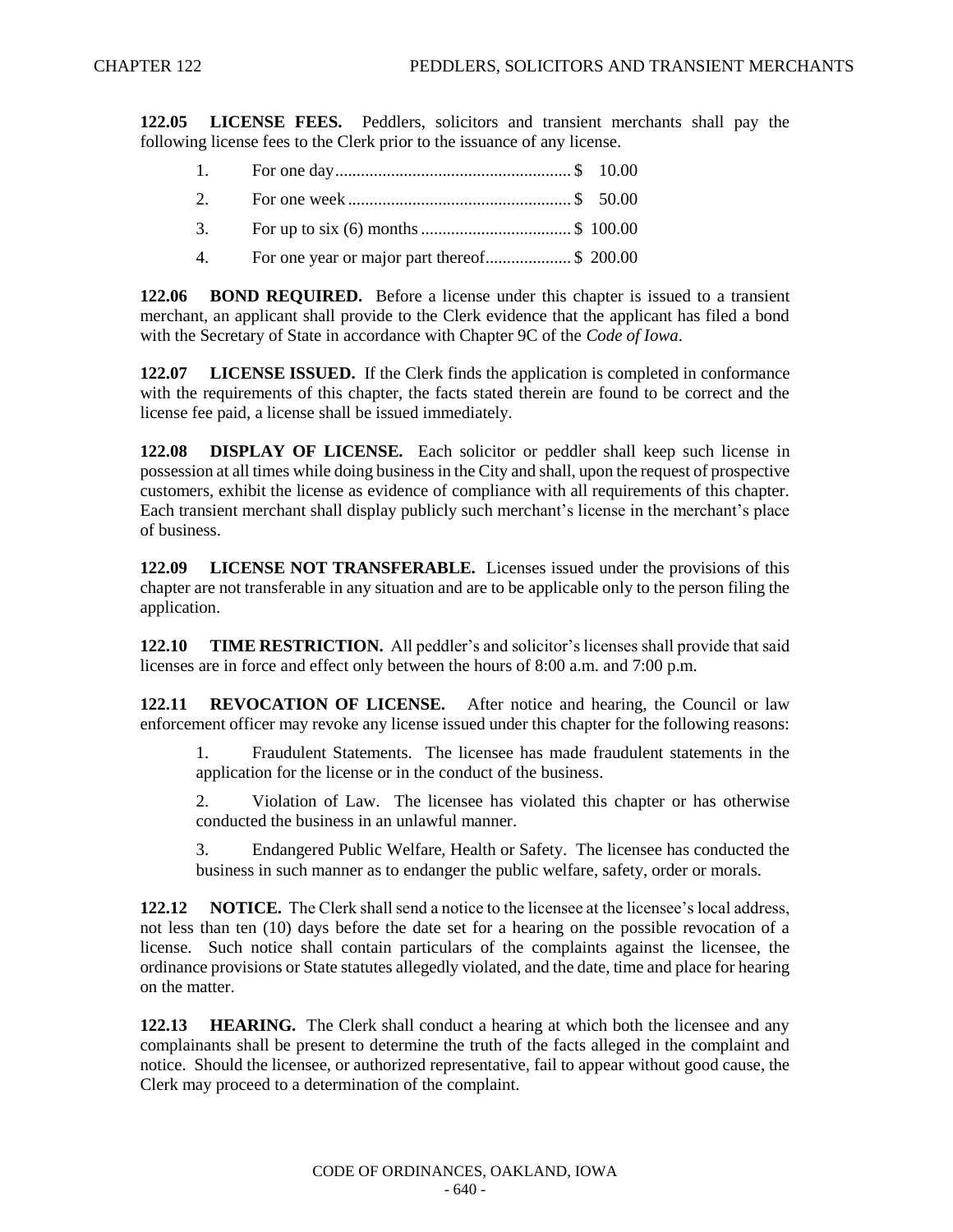**122.05 LICENSE FEES.** Peddlers, solicitors and transient merchants shall pay the following license fees to the Clerk prior to the issuance of any license.

1. For one day....................................................... $ 10.00
2. For one week .................................................... $ 50.00
3. For up to six (6) months .................................. $ 100.00
4. For one year or major part thereof.................... $ 200.00

**122.06 BOND REQUIRED.** Before a license under this chapter is issued to a transient merchant, an applicant shall provide to the Clerk evidence that the applicant has filed a bond with the Secretary of State in accordance with Chapter 9C of the *Code of Iowa*.

**122.07 LICENSE ISSUED.** If the Clerk finds the application is completed in conformance with the requirements of this chapter, the facts stated therein are found to be correct and the license fee paid, a license shall be issued immediately.

**122.08 DISPLAY OF LICENSE.** Each solicitor or peddler shall keep such license in possession at all times while doing business in the City and shall, upon the request of prospective customers, exhibit the license as evidence of compliance with all requirements of this chapter. Each transient merchant shall display publicly such merchant's license in the merchant's place of business.

**122.09 LICENSE NOT TRANSFERABLE.** Licenses issued under the provisions of this chapter are not transferable in any situation and are to be applicable only to the person filing the application.

**122.10 TIME RESTRICTION.** All peddler's and solicitor's licenses shall provide that said licenses are in force and effect only between the hours of 8:00 a.m. and 7:00 p.m.

**122.11 REVOCATION OF LICENSE.** After notice and hearing, the Council or law enforcement officer may revoke any license issued under this chapter for the following reasons:

1. Fraudulent Statements. The licensee has made fraudulent statements in the application for the license or in the conduct of the business.

2. Violation of Law. The licensee has violated this chapter or has otherwise conducted the business in an unlawful manner.

3. Endangered Public Welfare, Health or Safety. The licensee has conducted the business in such manner as to endanger the public welfare, safety, order or morals.

**122.12 NOTICE.** The Clerk shall send a notice to the licensee at the licensee's local address, not less than ten (10) days before the date set for a hearing on the possible revocation of a license. Such notice shall contain particulars of the complaints against the licensee, the ordinance provisions or State statutes allegedly violated, and the date, time and place for hearing on the matter.

**122.13 HEARING.** The Clerk shall conduct a hearing at which both the licensee and any complainants shall be present to determine the truth of the facts alleged in the complaint and notice. Should the licensee, or authorized representative, fail to appear without good cause, the Clerk may proceed to a determination of the complaint.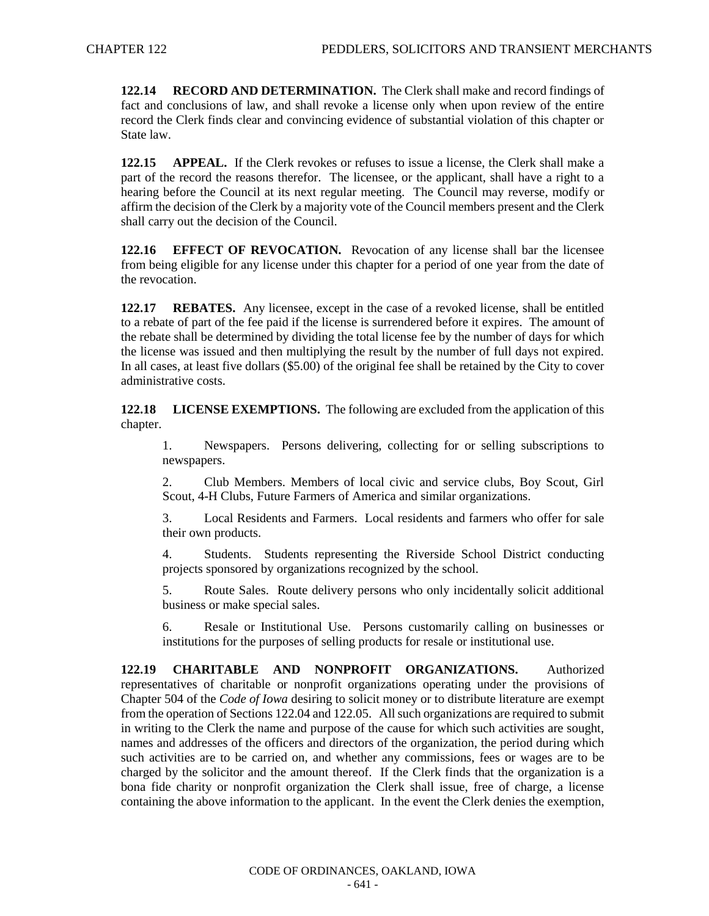**122.14 RECORD AND DETERMINATION.** The Clerk shall make and record findings of fact and conclusions of law, and shall revoke a license only when upon review of the entire record the Clerk finds clear and convincing evidence of substantial violation of this chapter or State law.

**122.15 APPEAL.** If the Clerk revokes or refuses to issue a license, the Clerk shall make a part of the record the reasons therefor. The licensee, or the applicant, shall have a right to a hearing before the Council at its next regular meeting. The Council may reverse, modify or affirm the decision of the Clerk by a majority vote of the Council members present and the Clerk shall carry out the decision of the Council.

**122.16 EFFECT OF REVOCATION.** Revocation of any license shall bar the licensee from being eligible for any license under this chapter for a period of one year from the date of the revocation.

**122.17 REBATES.** Any licensee, except in the case of a revoked license, shall be entitled to a rebate of part of the fee paid if the license is surrendered before it expires. The amount of the rebate shall be determined by dividing the total license fee by the number of days for which the license was issued and then multiplying the result by the number of full days not expired. In all cases, at least five dollars ($5.00) of the original fee shall be retained by the City to cover administrative costs.

**122.18 LICENSE EXEMPTIONS.** The following are excluded from the application of this chapter.

1. Newspapers. Persons delivering, collecting for or selling subscriptions to newspapers.

2. Club Members. Members of local civic and service clubs, Boy Scout, Girl Scout, 4-H Clubs, Future Farmers of America and similar organizations.

3. Local Residents and Farmers. Local residents and farmers who offer for sale their own products.

4. Students. Students representing the Riverside School District conducting projects sponsored by organizations recognized by the school.

5. Route Sales. Route delivery persons who only incidentally solicit additional business or make special sales.

6. Resale or Institutional Use. Persons customarily calling on businesses or institutions for the purposes of selling products for resale or institutional use.

**122.19 CHARITABLE AND NONPROFIT ORGANIZATIONS.** Authorized representatives of charitable or nonprofit organizations operating under the provisions of Chapter 504 of the *Code of Iowa* desiring to solicit money or to distribute literature are exempt from the operation of Sections 122.04 and 122.05. All such organizations are required to submit in writing to the Clerk the name and purpose of the cause for which such activities are sought, names and addresses of the officers and directors of the organization, the period during which such activities are to be carried on, and whether any commissions, fees or wages are to be charged by the solicitor and the amount thereof. If the Clerk finds that the organization is a bona fide charity or nonprofit organization the Clerk shall issue, free of charge, a license containing the above information to the applicant. In the event the Clerk denies the exemption,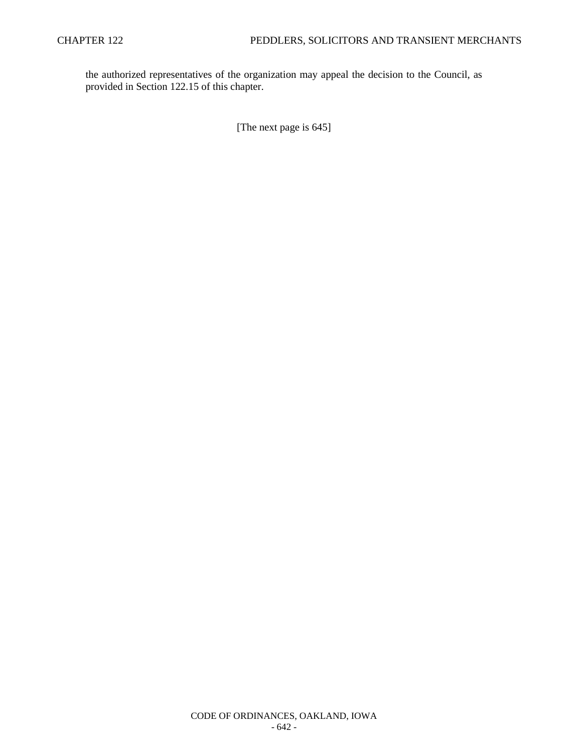the authorized representatives of the organization may appeal the decision to the Council, as provided in Section 122.15 of this chapter.

[The next page is 645]